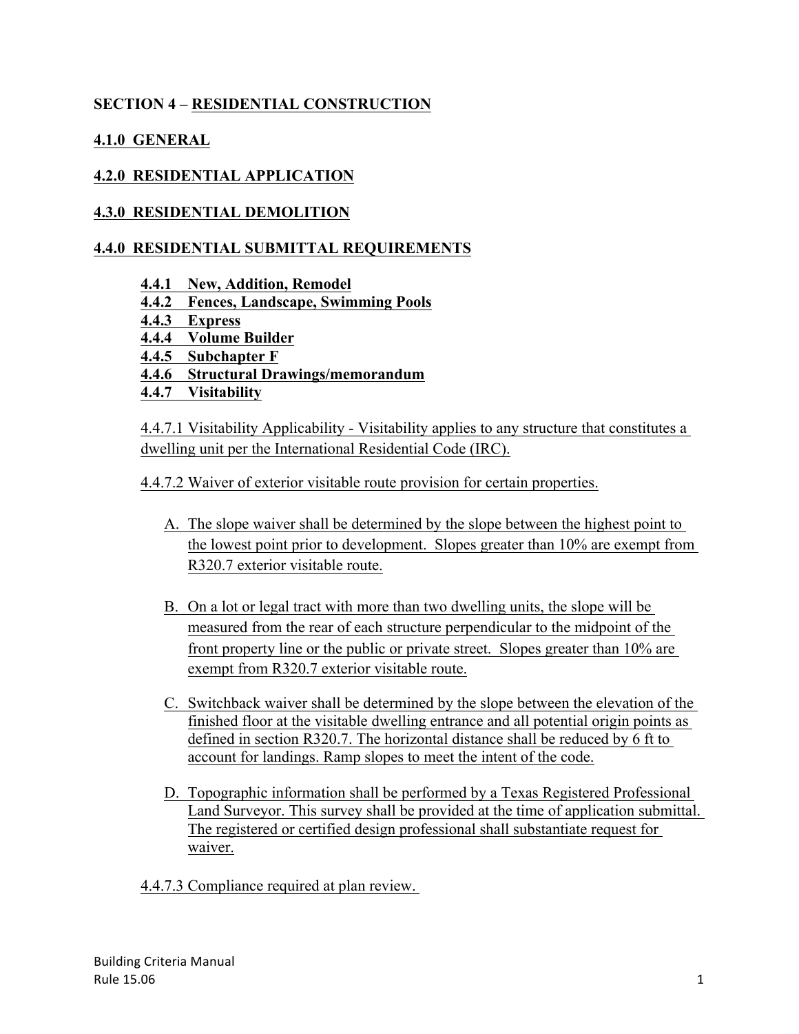## SECTION 4 – RESIDENTIAL CONSTRUCTION

### 4.1.0 GENERAL

### 4.2.0 RESIDENTIAL APPLICATION

### 4.3.0 RESIDENTIAL DEMOLITION

### 4.4.0 RESIDENTIAL SUBMITTAL REQUIREMENTS

**4.4.1 New, Addition, Remodel**
**4.4.2 Fences, Landscape, Swimming Pools**
**4.4.3 Express**
**4.4.4 Volume Builder**
**4.4.5 Subchapter F**
**4.4.6 Structural Drawings/memorandum**
**4.4.7 Visitability**

4.4.7.1 Visitability Applicability - Visitability applies to any structure that constitutes a dwelling unit per the International Residential Code (IRC).

4.4.7.2 Waiver of exterior visitable route provision for certain properties.

A. The slope waiver shall be determined by the slope between the highest point to the lowest point prior to development. Slopes greater than 10% are exempt from R320.7 exterior visitable route.

B. On a lot or legal tract with more than two dwelling units, the slope will be measured from the rear of each structure perpendicular to the midpoint of the front property line or the public or private street. Slopes greater than 10% are exempt from R320.7 exterior visitable route.

C. Switchback waiver shall be determined by the slope between the elevation of the finished floor at the visitable dwelling entrance and all potential origin points as defined in section R320.7. The horizontal distance shall be reduced by 6 ft to account for landings. Ramp slopes to meet the intent of the code.

D. Topographic information shall be performed by a Texas Registered Professional Land Surveyor. This survey shall be provided at the time of application submittal. The registered or certified design professional shall substantiate request for waiver.

4.4.7.3 Compliance required at plan review.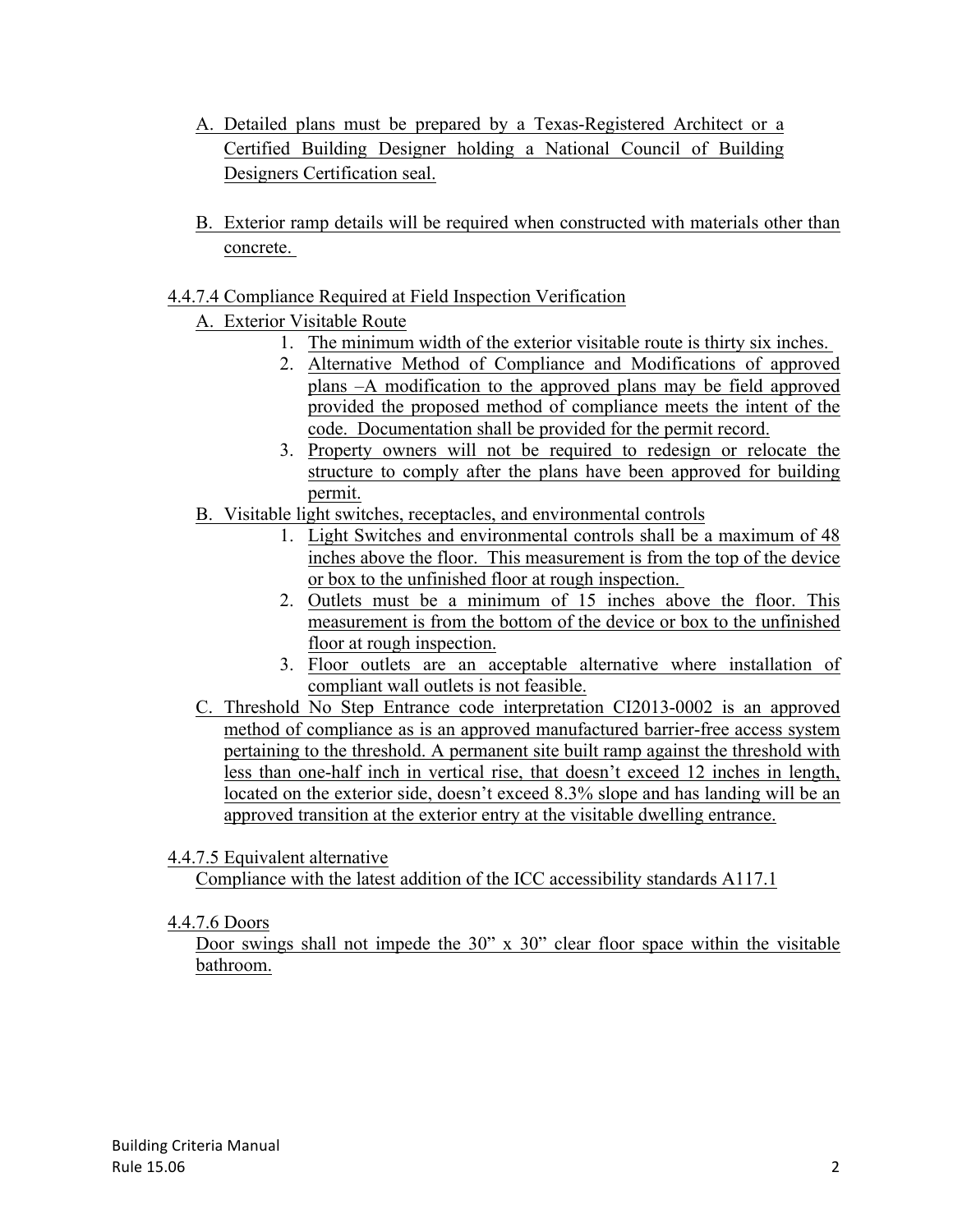A. Detailed plans must be prepared by a Texas-Registered Architect or a Certified Building Designer holding a National Council of Building Designers Certification seal.

B. Exterior ramp details will be required when constructed with materials other than concrete.

4.4.7.4 Compliance Required at Field Inspection Verification

A. Exterior Visitable Route
   1. The minimum width of the exterior visitable route is thirty six inches.
   2. Alternative Method of Compliance and Modifications of approved plans –A modification to the approved plans may be field approved provided the proposed method of compliance meets the intent of the code. Documentation shall be provided for the permit record.
   3. Property owners will not be required to redesign or relocate the structure to comply after the plans have been approved for building permit.

B. Visitable light switches, receptacles, and environmental controls
   1. Light Switches and environmental controls shall be a maximum of 48 inches above the floor. This measurement is from the top of the device or box to the unfinished floor at rough inspection.
   2. Outlets must be a minimum of 15 inches above the floor. This measurement is from the bottom of the device or box to the unfinished floor at rough inspection.
   3. Floor outlets are an acceptable alternative where installation of compliant wall outlets is not feasible.

C. Threshold No Step Entrance code interpretation CI2013-0002 is an approved method of compliance as is an approved manufactured barrier-free access system pertaining to the threshold. A permanent site built ramp against the threshold with less than one-half inch in vertical rise, that doesn't exceed 12 inches in length, located on the exterior side, doesn't exceed 8.3% slope and has landing will be an approved transition at the exterior entry at the visitable dwelling entrance.

4.4.7.5 Equivalent alternative

Compliance with the latest addition of the ICC accessibility standards A117.1

4.4.7.6 Doors

Door swings shall not impede the 30" x 30" clear floor space within the visitable bathroom.